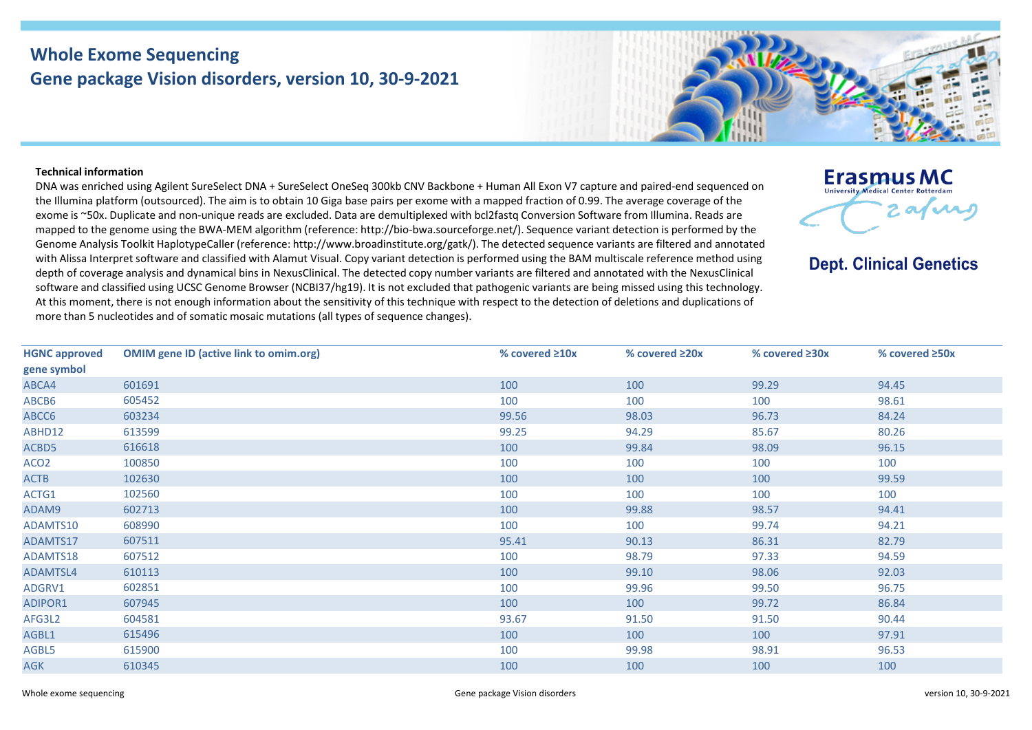# Whole Exome Sequencing
## Gene package Vision disorders, version 10, 30-9-2021

Erasmus MC
University Medical Center Rotterdam

**Dept. Clinical Genetics**

**Technical information**

DNA was enriched using Agilent SureSelect DNA + SureSelect OneSeq 300kb CNV Backbone + Human All Exon V7 capture and paired-end sequenced on the Illumina platform (outsourced). The aim is to obtain 10 Giga base pairs per exome with a mapped fraction of 0.99. The average coverage of the exome is ~50x. Duplicate and non-unique reads are excluded. Data are demultiplexed with bcl2fastq Conversion Software from Illumina. Reads are mapped to the genome using the BWA-MEM algorithm (reference: http://bio-bwa.sourceforge.net/). Sequence variant detection is performed by the Genome Analysis Toolkit HaplotypeCaller (reference: http://www.broadinstitute.org/gatk/). The detected sequence variants are filtered and annotated with Alissa Interpret software and classified with Alamut Visual. Copy variant detection is performed using the BAM multiscale reference method using depth of coverage analysis and dynamical bins in NexusClinical. The detected copy number variants are filtered and annotated with the NexusClinical software and classified using UCSC Genome Browser (NCBI37/hg19). It is not excluded that pathogenic variants are being missed using this technology. At this moment, there is not enough information about the sensitivity of this technique with respect to the detection of deletions and duplications of more than 5 nucleotides and of somatic mosaic mutations (all types of sequence changes).

| HGNC approved gene symbol | OMIM gene ID (active link to omim.org) | % covered ≥10x | % covered ≥20x | % covered ≥30x | % covered ≥50x |
|---|---|---|---|---|---|
| ABCA4 | 601691 | 100 | 100 | 99.29 | 94.45 |
| ABCB6 | 605452 | 100 | 100 | 100 | 98.61 |
| ABCC6 | 603234 | 99.56 | 98.03 | 96.73 | 84.24 |
| ABHD12 | 613599 | 99.25 | 94.29 | 85.67 | 80.26 |
| ACBD5 | 616618 | 100 | 99.84 | 98.09 | 96.15 |
| ACO2 | 100850 | 100 | 100 | 100 | 100 |
| ACTB | 102630 | 100 | 100 | 100 | 99.59 |
| ACTG1 | 102560 | 100 | 100 | 100 | 100 |
| ADAM9 | 602713 | 100 | 99.88 | 98.57 | 94.41 |
| ADAMTS10 | 608990 | 100 | 100 | 99.74 | 94.21 |
| ADAMTS17 | 607511 | 95.41 | 90.13 | 86.31 | 82.79 |
| ADAMTS18 | 607512 | 100 | 98.79 | 97.33 | 94.59 |
| ADAMTSL4 | 610113 | 100 | 99.10 | 98.06 | 92.03 |
| ADGRV1 | 602851 | 100 | 99.96 | 99.50 | 96.75 |
| ADIPOR1 | 607945 | 100 | 100 | 99.72 | 86.84 |
| AFG3L2 | 604581 | 93.67 | 91.50 | 91.50 | 90.44 |
| AGBL1 | 615496 | 100 | 100 | 100 | 97.91 |
| AGBL5 | 615900 | 100 | 99.98 | 98.91 | 96.53 |
| AGK | 610345 | 100 | 100 | 100 | 100 |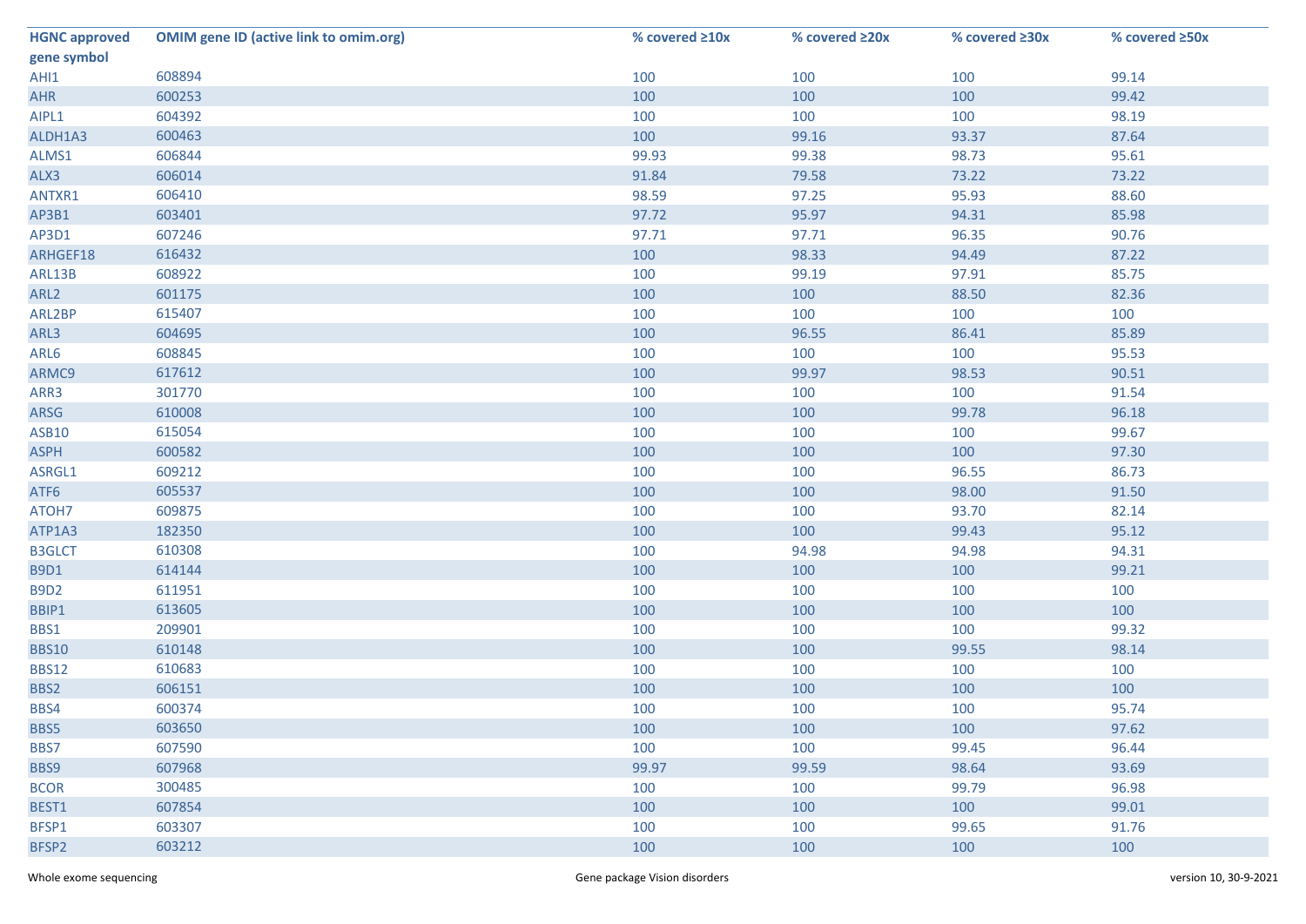| HGNC approved gene symbol | OMIM gene ID (active link to omim.org) | % covered ≥10x | % covered ≥20x | % covered ≥30x | % covered ≥50x |
|---|---|---|---|---|---|
| AHI1 | 608894 | 100 | 100 | 100 | 99.14 |
| AHR | 600253 | 100 | 100 | 100 | 99.42 |
| AIPL1 | 604392 | 100 | 100 | 100 | 98.19 |
| ALDH1A3 | 600463 | 100 | 99.16 | 93.37 | 87.64 |
| ALMS1 | 606844 | 99.93 | 99.38 | 98.73 | 95.61 |
| ALX3 | 606014 | 91.84 | 79.58 | 73.22 | 73.22 |
| ANTXR1 | 606410 | 98.59 | 97.25 | 95.93 | 88.60 |
| AP3B1 | 603401 | 97.72 | 95.97 | 94.31 | 85.98 |
| AP3D1 | 607246 | 97.71 | 97.71 | 96.35 | 90.76 |
| ARHGEF18 | 616432 | 100 | 98.33 | 94.49 | 87.22 |
| ARL13B | 608922 | 100 | 99.19 | 97.91 | 85.75 |
| ARL2 | 601175 | 100 | 100 | 88.50 | 82.36 |
| ARL2BP | 615407 | 100 | 100 | 100 | 100 |
| ARL3 | 604695 | 100 | 96.55 | 86.41 | 85.89 |
| ARL6 | 608845 | 100 | 100 | 100 | 95.53 |
| ARMC9 | 617612 | 100 | 99.97 | 98.53 | 90.51 |
| ARR3 | 301770 | 100 | 100 | 100 | 91.54 |
| ARSG | 610008 | 100 | 100 | 99.78 | 96.18 |
| ASB10 | 615054 | 100 | 100 | 100 | 99.67 |
| ASPH | 600582 | 100 | 100 | 100 | 97.30 |
| ASRGL1 | 609212 | 100 | 100 | 96.55 | 86.73 |
| ATF6 | 605537 | 100 | 100 | 98.00 | 91.50 |
| ATOH7 | 609875 | 100 | 100 | 93.70 | 82.14 |
| ATP1A3 | 182350 | 100 | 100 | 99.43 | 95.12 |
| B3GLCT | 610308 | 100 | 94.98 | 94.98 | 94.31 |
| B9D1 | 614144 | 100 | 100 | 100 | 99.21 |
| B9D2 | 611951 | 100 | 100 | 100 | 100 |
| BBIP1 | 613605 | 100 | 100 | 100 | 100 |
| BBS1 | 209901 | 100 | 100 | 100 | 99.32 |
| BBS10 | 610148 | 100 | 100 | 99.55 | 98.14 |
| BBS12 | 610683 | 100 | 100 | 100 | 100 |
| BBS2 | 606151 | 100 | 100 | 100 | 100 |
| BBS4 | 600374 | 100 | 100 | 100 | 95.74 |
| BBS5 | 603650 | 100 | 100 | 100 | 97.62 |
| BBS7 | 607590 | 100 | 100 | 99.45 | 96.44 |
| BBS9 | 607968 | 99.97 | 99.59 | 98.64 | 93.69 |
| BCOR | 300485 | 100 | 100 | 99.79 | 96.98 |
| BEST1 | 607854 | 100 | 100 | 100 | 99.01 |
| BFSP1 | 603307 | 100 | 100 | 99.65 | 91.76 |
| BFSP2 | 603212 | 100 | 100 | 100 | 100 |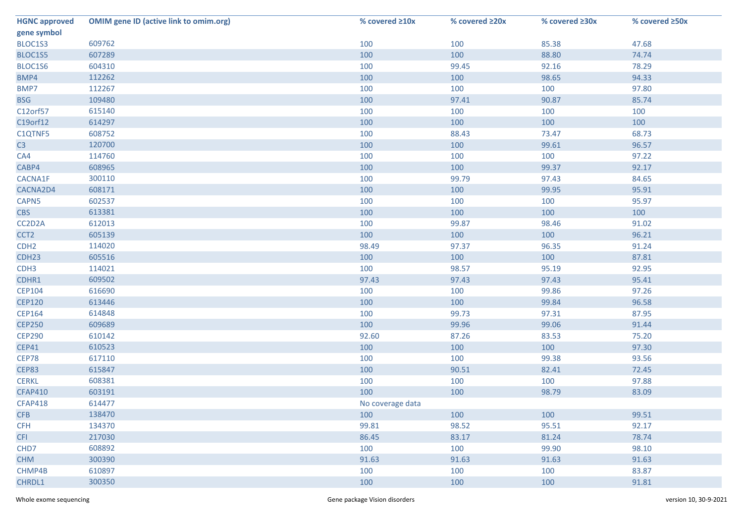| HGNC approved gene symbol | OMIM gene ID (active link to omim.org) | % covered ≥10x | % covered ≥20x | % covered ≥30x | % covered ≥50x |
|---|---|---|---|---|---|
| BLOC1S3 | 609762 | 100 | 100 | 85.38 | 47.68 |
| BLOC1S5 | 607289 | 100 | 100 | 88.80 | 74.74 |
| BLOC1S6 | 604310 | 100 | 99.45 | 92.16 | 78.29 |
| BMP4 | 112262 | 100 | 100 | 98.65 | 94.33 |
| BMP7 | 112267 | 100 | 100 | 100 | 97.80 |
| BSG | 109480 | 100 | 97.41 | 90.87 | 85.74 |
| C12orf57 | 615140 | 100 | 100 | 100 | 100 |
| C19orf12 | 614297 | 100 | 100 | 100 | 100 |
| C1QTNF5 | 608752 | 100 | 88.43 | 73.47 | 68.73 |
| C3 | 120700 | 100 | 100 | 99.61 | 96.57 |
| CA4 | 114760 | 100 | 100 | 100 | 97.22 |
| CABP4 | 608965 | 100 | 100 | 99.37 | 92.17 |
| CACNA1F | 300110 | 100 | 99.79 | 97.43 | 84.65 |
| CACNA2D4 | 608171 | 100 | 100 | 99.95 | 95.91 |
| CAPN5 | 602537 | 100 | 100 | 100 | 95.97 |
| CBS | 613381 | 100 | 100 | 100 | 100 |
| CC2D2A | 612013 | 100 | 99.87 | 98.46 | 91.02 |
| CCT2 | 605139 | 100 | 100 | 100 | 96.21 |
| CDH2 | 114020 | 98.49 | 97.37 | 96.35 | 91.24 |
| CDH23 | 605516 | 100 | 100 | 100 | 87.81 |
| CDH3 | 114021 | 100 | 98.57 | 95.19 | 92.95 |
| CDHR1 | 609502 | 97.43 | 97.43 | 97.43 | 95.41 |
| CEP104 | 616690 | 100 | 100 | 99.86 | 97.26 |
| CEP120 | 613446 | 100 | 100 | 99.84 | 96.58 |
| CEP164 | 614848 | 100 | 99.73 | 97.31 | 87.95 |
| CEP250 | 609689 | 100 | 99.96 | 99.06 | 91.44 |
| CEP290 | 610142 | 92.60 | 87.26 | 83.53 | 75.20 |
| CEP41 | 610523 | 100 | 100 | 100 | 97.30 |
| CEP78 | 617110 | 100 | 100 | 99.38 | 93.56 |
| CEP83 | 615847 | 100 | 90.51 | 82.41 | 72.45 |
| CERKL | 608381 | 100 | 100 | 100 | 97.88 |
| CFAP410 | 603191 | 100 | 100 | 98.79 | 83.09 |
| CFAP418 | 614477 | No coverage data | | | |
| CFB | 138470 | 100 | 100 | 100 | 99.51 |
| CFH | 134370 | 99.81 | 98.52 | 95.51 | 92.17 |
| CFI | 217030 | 86.45 | 83.17 | 81.24 | 78.74 |
| CHD7 | 608892 | 100 | 100 | 99.90 | 98.10 |
| CHM | 300390 | 91.63 | 91.63 | 91.63 | 91.63 |
| CHMP4B | 610897 | 100 | 100 | 100 | 83.87 |
| CHRDL1 | 300350 | 100 | 100 | 100 | 91.81 |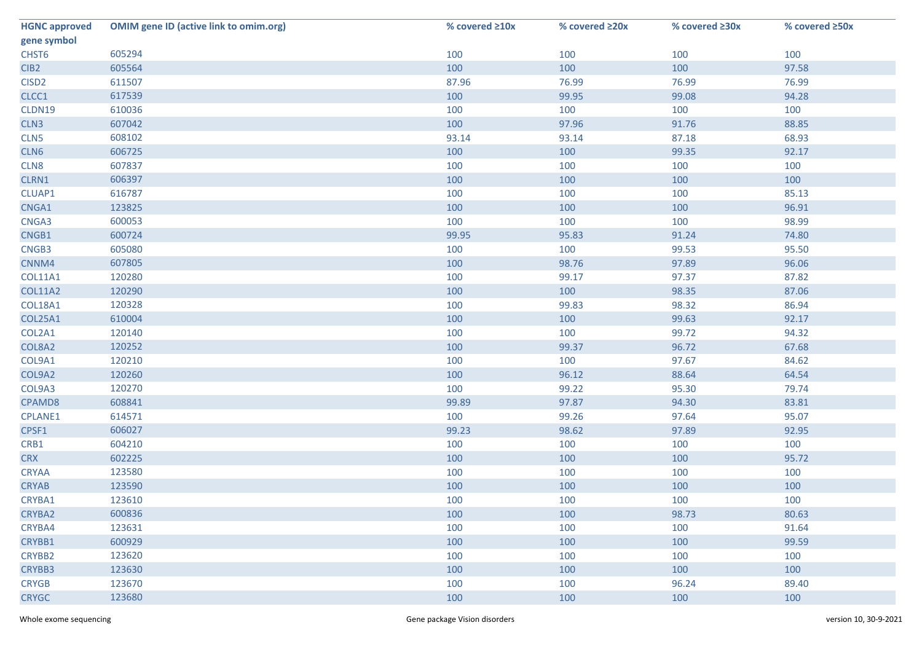| HGNC approved gene symbol | OMIM gene ID (active link to omim.org) | % covered ≥10x | % covered ≥20x | % covered ≥30x | % covered ≥50x |
|---|---|---|---|---|---|
| CHST6 | 605294 | 100 | 100 | 100 | 100 |
| CIB2 | 605564 | 100 | 100 | 100 | 97.58 |
| CISD2 | 611507 | 87.96 | 76.99 | 76.99 | 76.99 |
| CLCC1 | 617539 | 100 | 99.95 | 99.08 | 94.28 |
| CLDN19 | 610036 | 100 | 100 | 100 | 100 |
| CLN3 | 607042 | 100 | 97.96 | 91.76 | 88.85 |
| CLN5 | 608102 | 93.14 | 93.14 | 87.18 | 68.93 |
| CLN6 | 606725 | 100 | 100 | 99.35 | 92.17 |
| CLN8 | 607837 | 100 | 100 | 100 | 100 |
| CLRN1 | 606397 | 100 | 100 | 100 | 100 |
| CLUAP1 | 616787 | 100 | 100 | 100 | 85.13 |
| CNGA1 | 123825 | 100 | 100 | 100 | 96.91 |
| CNGA3 | 600053 | 100 | 100 | 100 | 98.99 |
| CNGB1 | 600724 | 99.95 | 95.83 | 91.24 | 74.80 |
| CNGB3 | 605080 | 100 | 100 | 99.53 | 95.50 |
| CNNM4 | 607805 | 100 | 98.76 | 97.89 | 96.06 |
| COL11A1 | 120280 | 100 | 99.17 | 97.37 | 87.82 |
| COL11A2 | 120290 | 100 | 100 | 98.35 | 87.06 |
| COL18A1 | 120328 | 100 | 99.83 | 98.32 | 86.94 |
| COL25A1 | 610004 | 100 | 100 | 99.63 | 92.17 |
| COL2A1 | 120140 | 100 | 100 | 99.72 | 94.32 |
| COL8A2 | 120252 | 100 | 99.37 | 96.72 | 67.68 |
| COL9A1 | 120210 | 100 | 100 | 97.67 | 84.62 |
| COL9A2 | 120260 | 100 | 96.12 | 88.64 | 64.54 |
| COL9A3 | 120270 | 100 | 99.22 | 95.30 | 79.74 |
| CPAMD8 | 608841 | 99.89 | 97.87 | 94.30 | 83.81 |
| CPLANE1 | 614571 | 100 | 99.26 | 97.64 | 95.07 |
| CPSF1 | 606027 | 99.23 | 98.62 | 97.89 | 92.95 |
| CRB1 | 604210 | 100 | 100 | 100 | 100 |
| CRX | 602225 | 100 | 100 | 100 | 95.72 |
| CRYAA | 123580 | 100 | 100 | 100 | 100 |
| CRYAB | 123590 | 100 | 100 | 100 | 100 |
| CRYBA1 | 123610 | 100 | 100 | 100 | 100 |
| CRYBA2 | 600836 | 100 | 100 | 98.73 | 80.63 |
| CRYBA4 | 123631 | 100 | 100 | 100 | 91.64 |
| CRYBB1 | 600929 | 100 | 100 | 100 | 99.59 |
| CRYBB2 | 123620 | 100 | 100 | 100 | 100 |
| CRYBB3 | 123630 | 100 | 100 | 100 | 100 |
| CRYGB | 123670 | 100 | 100 | 96.24 | 89.40 |
| CRYGC | 123680 | 100 | 100 | 100 | 100 |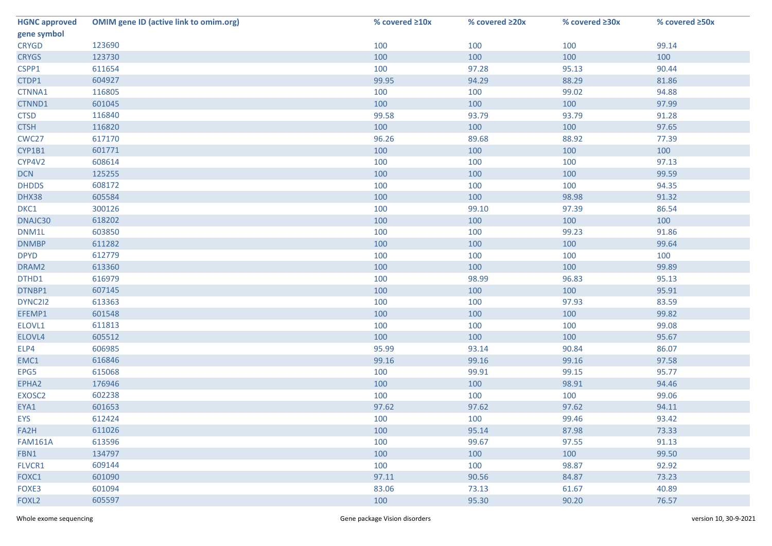| HGNC approved gene symbol | OMIM gene ID (active link to omim.org) | % covered ≥10x | % covered ≥20x | % covered ≥30x | % covered ≥50x |
|---|---|---|---|---|---|
| CRYGD | 123690 | 100 | 100 | 100 | 99.14 |
| CRYGS | 123730 | 100 | 100 | 100 | 100 |
| CSPP1 | 611654 | 100 | 97.28 | 95.13 | 90.44 |
| CTDP1 | 604927 | 99.95 | 94.29 | 88.29 | 81.86 |
| CTNNA1 | 116805 | 100 | 100 | 99.02 | 94.88 |
| CTNND1 | 601045 | 100 | 100 | 100 | 97.99 |
| CTSD | 116840 | 99.58 | 93.79 | 93.79 | 91.28 |
| CTSH | 116820 | 100 | 100 | 100 | 97.65 |
| CWC27 | 617170 | 96.26 | 89.68 | 88.92 | 77.39 |
| CYP1B1 | 601771 | 100 | 100 | 100 | 100 |
| CYP4V2 | 608614 | 100 | 100 | 100 | 97.13 |
| DCN | 125255 | 100 | 100 | 100 | 99.59 |
| DHDDS | 608172 | 100 | 100 | 100 | 94.35 |
| DHX38 | 605584 | 100 | 100 | 98.98 | 91.32 |
| DKC1 | 300126 | 100 | 99.10 | 97.39 | 86.54 |
| DNAJC30 | 618202 | 100 | 100 | 100 | 100 |
| DNM1L | 603850 | 100 | 100 | 99.23 | 91.86 |
| DNMBP | 611282 | 100 | 100 | 100 | 99.64 |
| DPYD | 612779 | 100 | 100 | 100 | 100 |
| DRAM2 | 613360 | 100 | 100 | 100 | 99.89 |
| DTHD1 | 616979 | 100 | 98.99 | 96.83 | 95.13 |
| DTNBP1 | 607145 | 100 | 100 | 100 | 95.91 |
| DYNC2I2 | 613363 | 100 | 100 | 97.93 | 83.59 |
| EFEMP1 | 601548 | 100 | 100 | 100 | 99.82 |
| ELOVL1 | 611813 | 100 | 100 | 100 | 99.08 |
| ELOVL4 | 605512 | 100 | 100 | 100 | 95.67 |
| ELP4 | 606985 | 95.99 | 93.14 | 90.84 | 86.07 |
| EMC1 | 616846 | 99.16 | 99.16 | 99.16 | 97.58 |
| EPG5 | 615068 | 100 | 99.91 | 99.15 | 95.77 |
| EPHA2 | 176946 | 100 | 100 | 98.91 | 94.46 |
| EXOSC2 | 602238 | 100 | 100 | 100 | 99.06 |
| EYA1 | 601653 | 97.62 | 97.62 | 97.62 | 94.11 |
| EYS | 612424 | 100 | 100 | 99.46 | 93.42 |
| FA2H | 611026 | 100 | 95.14 | 87.98 | 73.33 |
| FAM161A | 613596 | 100 | 99.67 | 97.55 | 91.13 |
| FBN1 | 134797 | 100 | 100 | 100 | 99.50 |
| FLVCR1 | 609144 | 100 | 100 | 98.87 | 92.92 |
| FOXC1 | 601090 | 97.11 | 90.56 | 84.87 | 73.23 |
| FOXE3 | 601094 | 83.06 | 73.13 | 61.67 | 40.89 |
| FOXL2 | 605597 | 100 | 95.30 | 90.20 | 76.57 |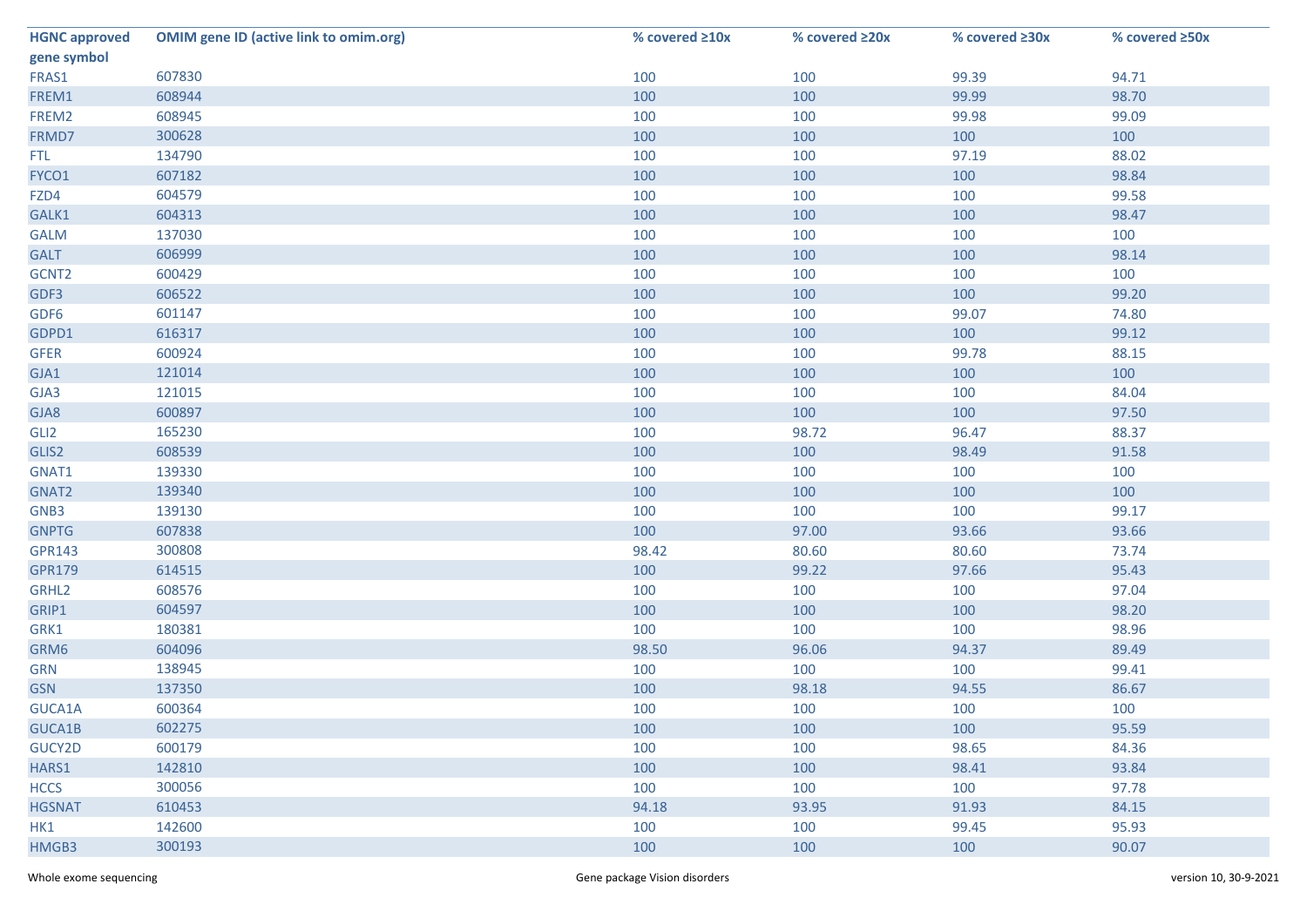| HGNC approved gene symbol | OMIM gene ID (active link to omim.org) | % covered ≥10x | % covered ≥20x | % covered ≥30x | % covered ≥50x |
|---|---|---|---|---|---|
| FRAS1 | 607830 | 100 | 100 | 99.39 | 94.71 |
| FREM1 | 608944 | 100 | 100 | 99.99 | 98.70 |
| FREM2 | 608945 | 100 | 100 | 99.98 | 99.09 |
| FRMD7 | 300628 | 100 | 100 | 100 | 100 |
| FTL | 134790 | 100 | 100 | 97.19 | 88.02 |
| FYCO1 | 607182 | 100 | 100 | 100 | 98.84 |
| FZD4 | 604579 | 100 | 100 | 100 | 99.58 |
| GALK1 | 604313 | 100 | 100 | 100 | 98.47 |
| GALM | 137030 | 100 | 100 | 100 | 100 |
| GALT | 606999 | 100 | 100 | 100 | 98.14 |
| GCNT2 | 600429 | 100 | 100 | 100 | 100 |
| GDF3 | 606522 | 100 | 100 | 100 | 99.20 |
| GDF6 | 601147 | 100 | 100 | 99.07 | 74.80 |
| GDPD1 | 616317 | 100 | 100 | 100 | 99.12 |
| GFER | 600924 | 100 | 100 | 99.78 | 88.15 |
| GJA1 | 121014 | 100 | 100 | 100 | 100 |
| GJA3 | 121015 | 100 | 100 | 100 | 84.04 |
| GJA8 | 600897 | 100 | 100 | 100 | 97.50 |
| GLI2 | 165230 | 100 | 98.72 | 96.47 | 88.37 |
| GLIS2 | 608539 | 100 | 100 | 98.49 | 91.58 |
| GNAT1 | 139330 | 100 | 100 | 100 | 100 |
| GNAT2 | 139340 | 100 | 100 | 100 | 100 |
| GNB3 | 139130 | 100 | 100 | 100 | 99.17 |
| GNPTG | 607838 | 100 | 97.00 | 93.66 | 93.66 |
| GPR143 | 300808 | 98.42 | 80.60 | 80.60 | 73.74 |
| GPR179 | 614515 | 100 | 99.22 | 97.66 | 95.43 |
| GRHL2 | 608576 | 100 | 100 | 100 | 97.04 |
| GRIP1 | 604597 | 100 | 100 | 100 | 98.20 |
| GRK1 | 180381 | 100 | 100 | 100 | 98.96 |
| GRM6 | 604096 | 98.50 | 96.06 | 94.37 | 89.49 |
| GRN | 138945 | 100 | 100 | 100 | 99.41 |
| GSN | 137350 | 100 | 98.18 | 94.55 | 86.67 |
| GUCA1A | 600364 | 100 | 100 | 100 | 100 |
| GUCA1B | 602275 | 100 | 100 | 100 | 95.59 |
| GUCY2D | 600179 | 100 | 100 | 98.65 | 84.36 |
| HARS1 | 142810 | 100 | 100 | 98.41 | 93.84 |
| HCCS | 300056 | 100 | 100 | 100 | 97.78 |
| HGSNAT | 610453 | 94.18 | 93.95 | 91.93 | 84.15 |
| HK1 | 142600 | 100 | 100 | 99.45 | 95.93 |
| HMGB3 | 300193 | 100 | 100 | 100 | 90.07 |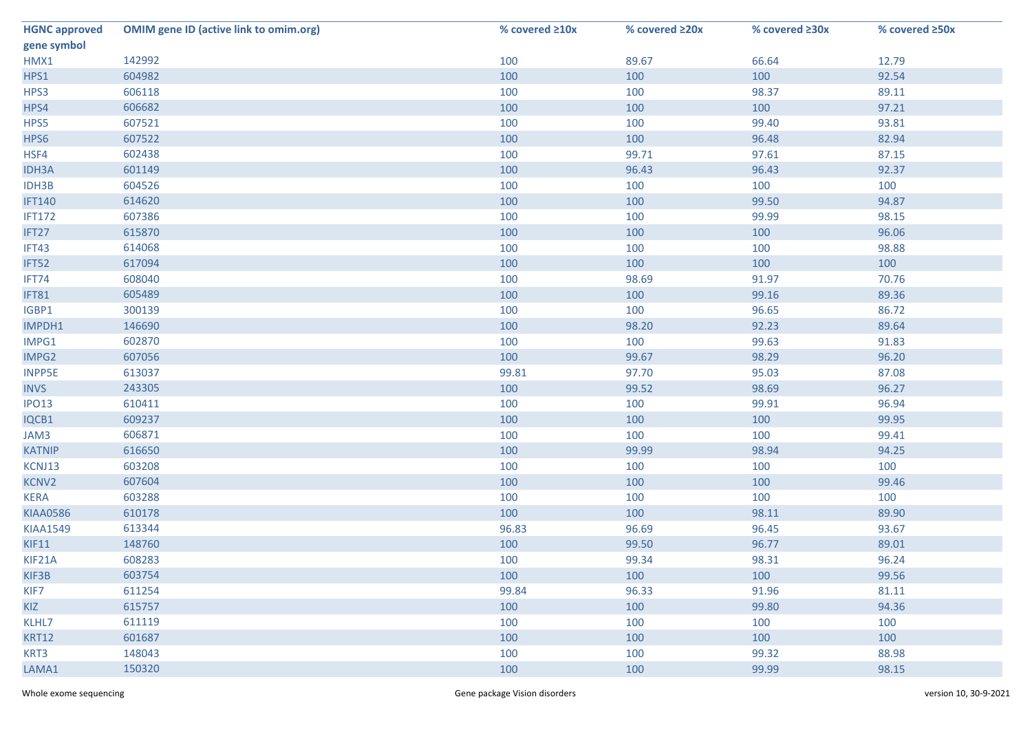| HGNC approved gene symbol | OMIM gene ID (active link to omim.org) | % covered ≥10x | % covered ≥20x | % covered ≥30x | % covered ≥50x |
|---|---|---|---|---|---|
| HMX1 | 142992 | 100 | 89.67 | 66.64 | 12.79 |
| HPS1 | 604982 | 100 | 100 | 100 | 92.54 |
| HPS3 | 606118 | 100 | 100 | 98.37 | 89.11 |
| HPS4 | 606682 | 100 | 100 | 100 | 97.21 |
| HPS5 | 607521 | 100 | 100 | 99.40 | 93.81 |
| HPS6 | 607522 | 100 | 100 | 96.48 | 82.94 |
| HSF4 | 602438 | 100 | 99.71 | 97.61 | 87.15 |
| IDH3A | 601149 | 100 | 96.43 | 96.43 | 92.37 |
| IDH3B | 604526 | 100 | 100 | 100 | 100 |
| IFT140 | 614620 | 100 | 100 | 99.50 | 94.87 |
| IFT172 | 607386 | 100 | 100 | 99.99 | 98.15 |
| IFT27 | 615870 | 100 | 100 | 100 | 96.06 |
| IFT43 | 614068 | 100 | 100 | 100 | 98.88 |
| IFT52 | 617094 | 100 | 100 | 100 | 100 |
| IFT74 | 608040 | 100 | 98.69 | 91.97 | 70.76 |
| IFT81 | 605489 | 100 | 100 | 99.16 | 89.36 |
| IGBP1 | 300139 | 100 | 100 | 96.65 | 86.72 |
| IMPDH1 | 146690 | 100 | 98.20 | 92.23 | 89.64 |
| IMPG1 | 602870 | 100 | 100 | 99.63 | 91.83 |
| IMPG2 | 607056 | 100 | 99.67 | 98.29 | 96.20 |
| INPP5E | 613037 | 99.81 | 97.70 | 95.03 | 87.08 |
| INVS | 243305 | 100 | 99.52 | 98.69 | 96.27 |
| IPO13 | 610411 | 100 | 100 | 99.91 | 96.94 |
| IQCB1 | 609237 | 100 | 100 | 100 | 99.95 |
| JAM3 | 606871 | 100 | 100 | 100 | 99.41 |
| KATNIP | 616650 | 100 | 99.99 | 98.94 | 94.25 |
| KCNJ13 | 603208 | 100 | 100 | 100 | 100 |
| KCNV2 | 607604 | 100 | 100 | 100 | 99.46 |
| KERA | 603288 | 100 | 100 | 100 | 100 |
| KIAA0586 | 610178 | 100 | 100 | 98.11 | 89.90 |
| KIAA1549 | 613344 | 96.83 | 96.69 | 96.45 | 93.67 |
| KIF11 | 148760 | 100 | 99.50 | 96.77 | 89.01 |
| KIF21A | 608283 | 100 | 99.34 | 98.31 | 96.24 |
| KIF3B | 603754 | 100 | 100 | 100 | 99.56 |
| KIF7 | 611254 | 99.84 | 96.33 | 91.96 | 81.11 |
| KIZ | 615757 | 100 | 100 | 99.80 | 94.36 |
| KLHL7 | 611119 | 100 | 100 | 100 | 100 |
| KRT12 | 601687 | 100 | 100 | 100 | 100 |
| KRT3 | 148043 | 100 | 100 | 99.32 | 88.98 |
| LAMA1 | 150320 | 100 | 100 | 99.99 | 98.15 |

Whole exome sequencing — Gene package Vision disorders — version 10, 30-9-2021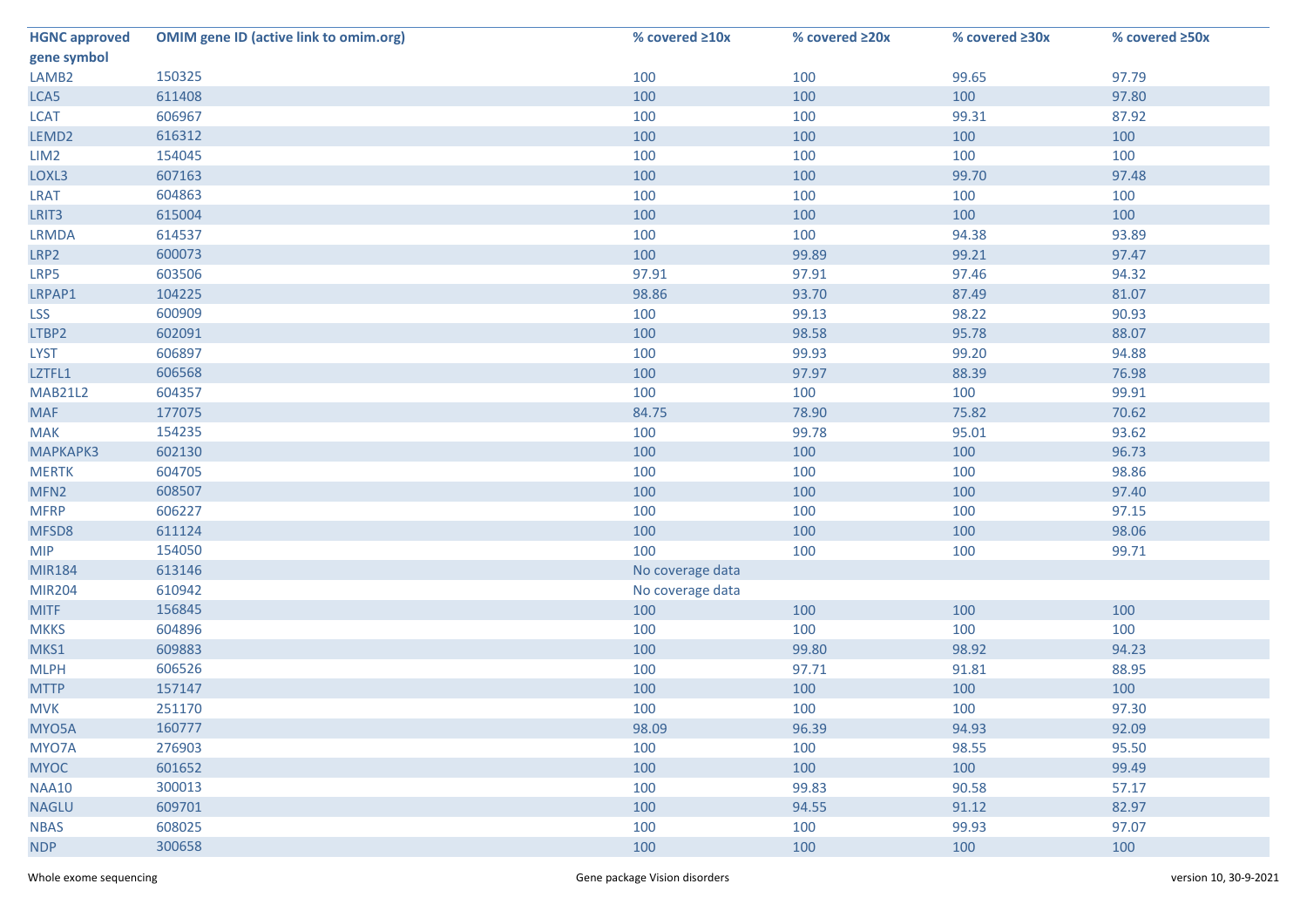| HGNC approved gene symbol | OMIM gene ID (active link to omim.org) | % covered ≥10x | % covered ≥20x | % covered ≥30x | % covered ≥50x |
|---|---|---|---|---|---|
| LAMB2 | 150325 | 100 | 100 | 99.65 | 97.79 |
| LCA5 | 611408 | 100 | 100 | 100 | 97.80 |
| LCAT | 606967 | 100 | 100 | 99.31 | 87.92 |
| LEMD2 | 616312 | 100 | 100 | 100 | 100 |
| LIM2 | 154045 | 100 | 100 | 100 | 100 |
| LOXL3 | 607163 | 100 | 100 | 99.70 | 97.48 |
| LRAT | 604863 | 100 | 100 | 100 | 100 |
| LRIT3 | 615004 | 100 | 100 | 100 | 100 |
| LRMDA | 614537 | 100 | 100 | 94.38 | 93.89 |
| LRP2 | 600073 | 100 | 99.89 | 99.21 | 97.47 |
| LRP5 | 603506 | 97.91 | 97.91 | 97.46 | 94.32 |
| LRPAP1 | 104225 | 98.86 | 93.70 | 87.49 | 81.07 |
| LSS | 600909 | 100 | 99.13 | 98.22 | 90.93 |
| LTBP2 | 602091 | 100 | 98.58 | 95.78 | 88.07 |
| LYST | 606897 | 100 | 99.93 | 99.20 | 94.88 |
| LZTFL1 | 606568 | 100 | 97.97 | 88.39 | 76.98 |
| MAB21L2 | 604357 | 100 | 100 | 100 | 99.91 |
| MAF | 177075 | 84.75 | 78.90 | 75.82 | 70.62 |
| MAK | 154235 | 100 | 99.78 | 95.01 | 93.62 |
| MAPKAPK3 | 602130 | 100 | 100 | 100 | 96.73 |
| MERTK | 604705 | 100 | 100 | 100 | 98.86 |
| MFN2 | 608507 | 100 | 100 | 100 | 97.40 |
| MFRP | 606227 | 100 | 100 | 100 | 97.15 |
| MFSD8 | 611124 | 100 | 100 | 100 | 98.06 |
| MIP | 154050 | 100 | 100 | 100 | 99.71 |
| MIR184 | 613146 | No coverage data | | | |
| MIR204 | 610942 | No coverage data | | | |
| MITF | 156845 | 100 | 100 | 100 | 100 |
| MKKS | 604896 | 100 | 100 | 100 | 100 |
| MKS1 | 609883 | 100 | 99.80 | 98.92 | 94.23 |
| MLPH | 606526 | 100 | 97.71 | 91.81 | 88.95 |
| MTTP | 157147 | 100 | 100 | 100 | 100 |
| MVK | 251170 | 100 | 100 | 100 | 97.30 |
| MYO5A | 160777 | 98.09 | 96.39 | 94.93 | 92.09 |
| MYO7A | 276903 | 100 | 100 | 98.55 | 95.50 |
| MYOC | 601652 | 100 | 100 | 100 | 99.49 |
| NAA10 | 300013 | 100 | 99.83 | 90.58 | 57.17 |
| NAGLU | 609701 | 100 | 94.55 | 91.12 | 82.97 |
| NBAS | 608025 | 100 | 100 | 99.93 | 97.07 |
| NDP | 300658 | 100 | 100 | 100 | 100 |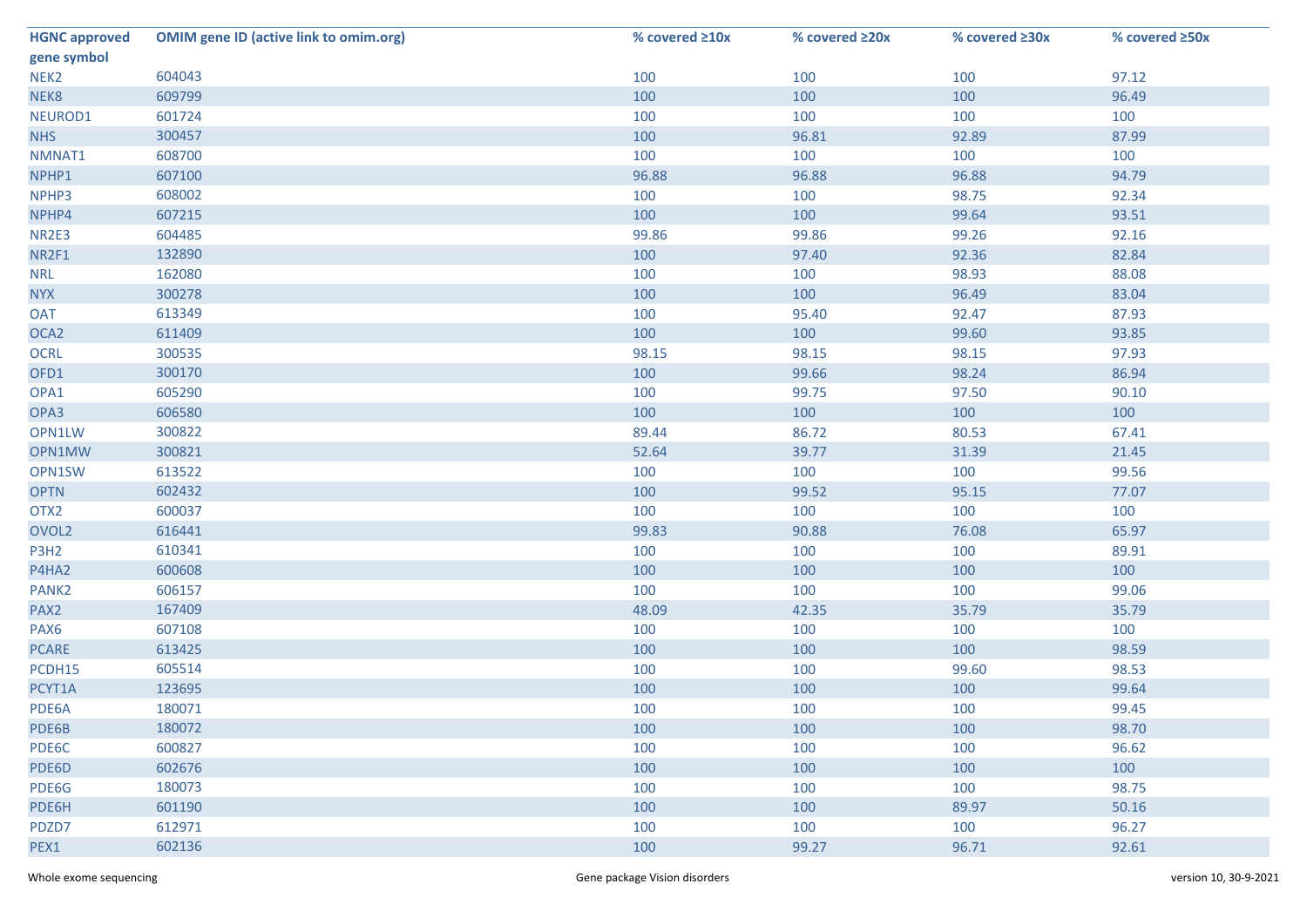| HGNC approved gene symbol | OMIM gene ID (active link to omim.org) | % covered ≥10x | % covered ≥20x | % covered ≥30x | % covered ≥50x |
|---|---|---|---|---|---|
| NEK2 | 604043 | 100 | 100 | 100 | 97.12 |
| NEK8 | 609799 | 100 | 100 | 100 | 96.49 |
| NEUROD1 | 601724 | 100 | 100 | 100 | 100 |
| NHS | 300457 | 100 | 96.81 | 92.89 | 87.99 |
| NMNAT1 | 608700 | 100 | 100 | 100 | 100 |
| NPHP1 | 607100 | 96.88 | 96.88 | 96.88 | 94.79 |
| NPHP3 | 608002 | 100 | 100 | 98.75 | 92.34 |
| NPHP4 | 607215 | 100 | 100 | 99.64 | 93.51 |
| NR2E3 | 604485 | 99.86 | 99.86 | 99.26 | 92.16 |
| NR2F1 | 132890 | 100 | 97.40 | 92.36 | 82.84 |
| NRL | 162080 | 100 | 100 | 98.93 | 88.08 |
| NYX | 300278 | 100 | 100 | 96.49 | 83.04 |
| OAT | 613349 | 100 | 95.40 | 92.47 | 87.93 |
| OCA2 | 611409 | 100 | 100 | 99.60 | 93.85 |
| OCRL | 300535 | 98.15 | 98.15 | 98.15 | 97.93 |
| OFD1 | 300170 | 100 | 99.66 | 98.24 | 86.94 |
| OPA1 | 605290 | 100 | 99.75 | 97.50 | 90.10 |
| OPA3 | 606580 | 100 | 100 | 100 | 100 |
| OPN1LW | 300822 | 89.44 | 86.72 | 80.53 | 67.41 |
| OPN1MW | 300821 | 52.64 | 39.77 | 31.39 | 21.45 |
| OPN1SW | 613522 | 100 | 100 | 100 | 99.56 |
| OPTN | 602432 | 100 | 99.52 | 95.15 | 77.07 |
| OTX2 | 600037 | 100 | 100 | 100 | 100 |
| OVOL2 | 616441 | 99.83 | 90.88 | 76.08 | 65.97 |
| P3H2 | 610341 | 100 | 100 | 100 | 89.91 |
| P4HA2 | 600608 | 100 | 100 | 100 | 100 |
| PANK2 | 606157 | 100 | 100 | 100 | 99.06 |
| PAX2 | 167409 | 48.09 | 42.35 | 35.79 | 35.79 |
| PAX6 | 607108 | 100 | 100 | 100 | 100 |
| PCARE | 613425 | 100 | 100 | 100 | 98.59 |
| PCDH15 | 605514 | 100 | 100 | 99.60 | 98.53 |
| PCYT1A | 123695 | 100 | 100 | 100 | 99.64 |
| PDE6A | 180071 | 100 | 100 | 100 | 99.45 |
| PDE6B | 180072 | 100 | 100 | 100 | 98.70 |
| PDE6C | 600827 | 100 | 100 | 100 | 96.62 |
| PDE6D | 602676 | 100 | 100 | 100 | 100 |
| PDE6G | 180073 | 100 | 100 | 100 | 98.75 |
| PDE6H | 601190 | 100 | 100 | 89.97 | 50.16 |
| PDZD7 | 612971 | 100 | 100 | 100 | 96.27 |
| PEX1 | 602136 | 100 | 99.27 | 96.71 | 92.61 |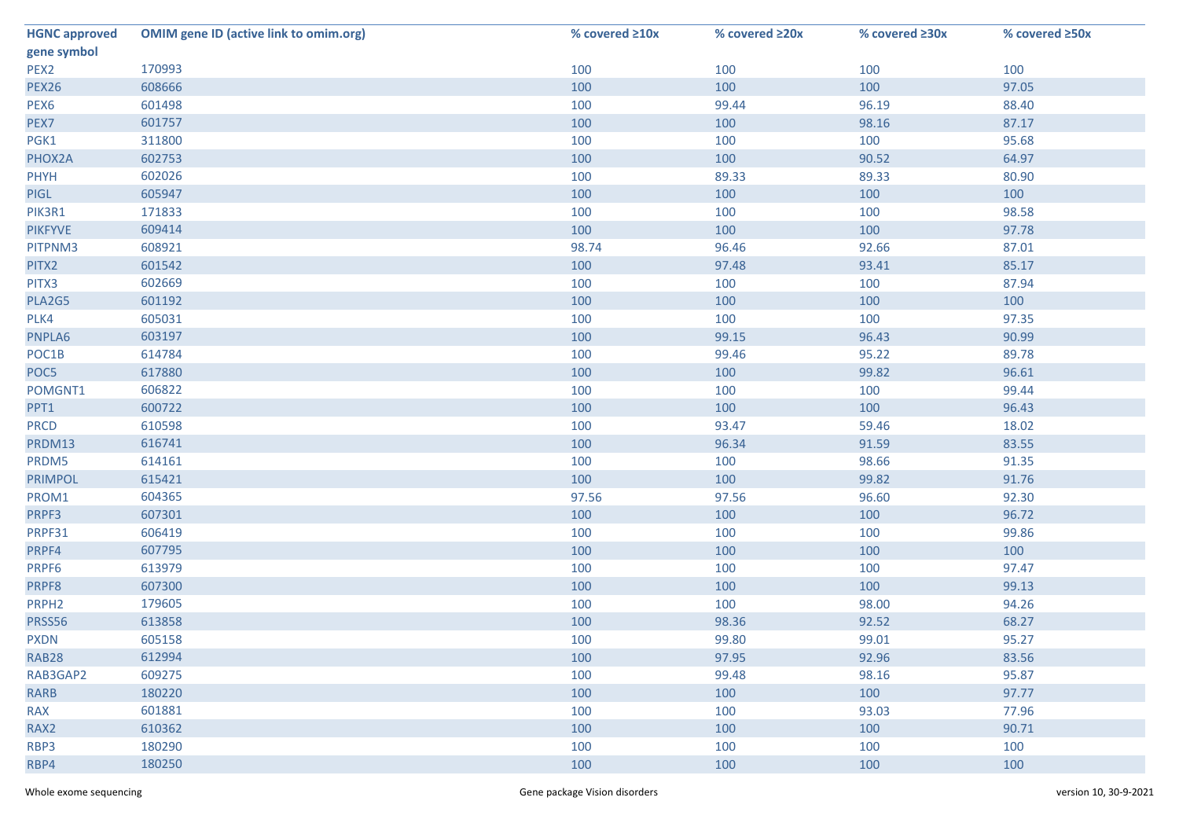| HGNC approved gene symbol | OMIM gene ID (active link to omim.org) | % covered ≥10x | % covered ≥20x | % covered ≥30x | % covered ≥50x |
|---|---|---|---|---|---|
| PEX2 | 170993 | 100 | 100 | 100 | 100 |
| PEX26 | 608666 | 100 | 100 | 100 | 97.05 |
| PEX6 | 601498 | 100 | 99.44 | 96.19 | 88.40 |
| PEX7 | 601757 | 100 | 100 | 98.16 | 87.17 |
| PGK1 | 311800 | 100 | 100 | 100 | 95.68 |
| PHOX2A | 602753 | 100 | 100 | 90.52 | 64.97 |
| PHYH | 602026 | 100 | 89.33 | 89.33 | 80.90 |
| PIGL | 605947 | 100 | 100 | 100 | 100 |
| PIK3R1 | 171833 | 100 | 100 | 100 | 98.58 |
| PIKFYVE | 609414 | 100 | 100 | 100 | 97.78 |
| PITPNM3 | 608921 | 98.74 | 96.46 | 92.66 | 87.01 |
| PITX2 | 601542 | 100 | 97.48 | 93.41 | 85.17 |
| PITX3 | 602669 | 100 | 100 | 100 | 87.94 |
| PLA2G5 | 601192 | 100 | 100 | 100 | 100 |
| PLK4 | 605031 | 100 | 100 | 100 | 97.35 |
| PNPLA6 | 603197 | 100 | 99.15 | 96.43 | 90.99 |
| POC1B | 614784 | 100 | 99.46 | 95.22 | 89.78 |
| POC5 | 617880 | 100 | 100 | 99.82 | 96.61 |
| POMGNT1 | 606822 | 100 | 100 | 100 | 99.44 |
| PPT1 | 600722 | 100 | 100 | 100 | 96.43 |
| PRCD | 610598 | 100 | 93.47 | 59.46 | 18.02 |
| PRDM13 | 616741 | 100 | 96.34 | 91.59 | 83.55 |
| PRDM5 | 614161 | 100 | 100 | 98.66 | 91.35 |
| PRIMPOL | 615421 | 100 | 100 | 99.82 | 91.76 |
| PROM1 | 604365 | 97.56 | 97.56 | 96.60 | 92.30 |
| PRPF3 | 607301 | 100 | 100 | 100 | 96.72 |
| PRPF31 | 606419 | 100 | 100 | 100 | 99.86 |
| PRPF4 | 607795 | 100 | 100 | 100 | 100 |
| PRPF6 | 613979 | 100 | 100 | 100 | 97.47 |
| PRPF8 | 607300 | 100 | 100 | 100 | 99.13 |
| PRPH2 | 179605 | 100 | 100 | 98.00 | 94.26 |
| PRSS56 | 613858 | 100 | 98.36 | 92.52 | 68.27 |
| PXDN | 605158 | 100 | 99.80 | 99.01 | 95.27 |
| RAB28 | 612994 | 100 | 97.95 | 92.96 | 83.56 |
| RAB3GAP2 | 609275 | 100 | 99.48 | 98.16 | 95.87 |
| RARB | 180220 | 100 | 100 | 100 | 97.77 |
| RAX | 601881 | 100 | 100 | 93.03 | 77.96 |
| RAX2 | 610362 | 100 | 100 | 100 | 90.71 |
| RBP3 | 180290 | 100 | 100 | 100 | 100 |
| RBP4 | 180250 | 100 | 100 | 100 | 100 |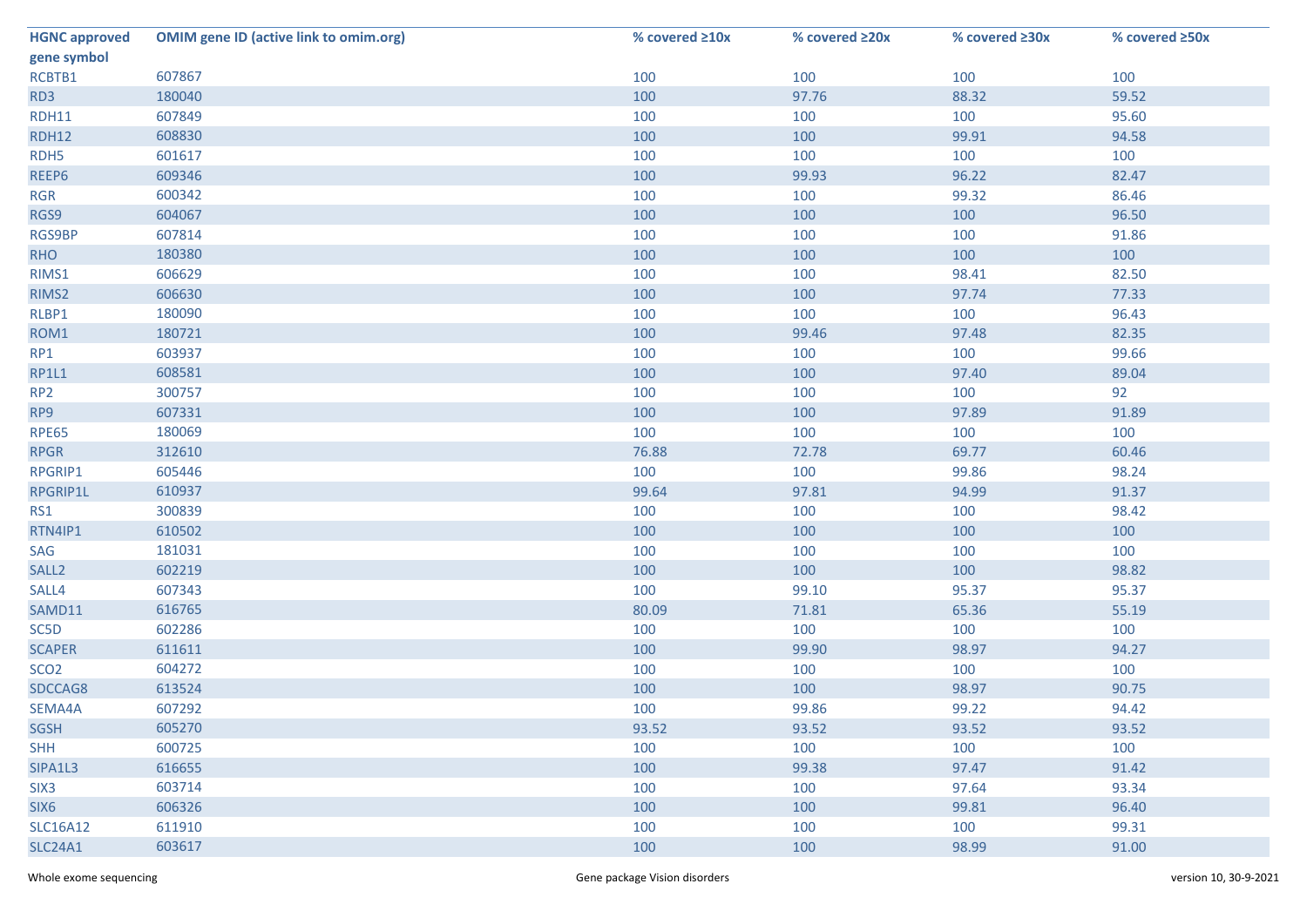| HGNC approved gene symbol | OMIM gene ID (active link to omim.org) | % covered ≥10x | % covered ≥20x | % covered ≥30x | % covered ≥50x |
|---|---|---|---|---|---|
| RCBTB1 | 607867 | 100 | 100 | 100 | 100 |
| RD3 | 180040 | 100 | 97.76 | 88.32 | 59.52 |
| RDH11 | 607849 | 100 | 100 | 100 | 95.60 |
| RDH12 | 608830 | 100 | 100 | 99.91 | 94.58 |
| RDH5 | 601617 | 100 | 100 | 100 | 100 |
| REEP6 | 609346 | 100 | 99.93 | 96.22 | 82.47 |
| RGR | 600342 | 100 | 100 | 99.32 | 86.46 |
| RGS9 | 604067 | 100 | 100 | 100 | 96.50 |
| RGS9BP | 607814 | 100 | 100 | 100 | 91.86 |
| RHO | 180380 | 100 | 100 | 100 | 100 |
| RIMS1 | 606629 | 100 | 100 | 98.41 | 82.50 |
| RIMS2 | 606630 | 100 | 100 | 97.74 | 77.33 |
| RLBP1 | 180090 | 100 | 100 | 100 | 96.43 |
| ROM1 | 180721 | 100 | 99.46 | 97.48 | 82.35 |
| RP1 | 603937 | 100 | 100 | 100 | 99.66 |
| RP1L1 | 608581 | 100 | 100 | 97.40 | 89.04 |
| RP2 | 300757 | 100 | 100 | 100 | 92 |
| RP9 | 607331 | 100 | 100 | 97.89 | 91.89 |
| RPE65 | 180069 | 100 | 100 | 100 | 100 |
| RPGR | 312610 | 76.88 | 72.78 | 69.77 | 60.46 |
| RPGRIP1 | 605446 | 100 | 100 | 99.86 | 98.24 |
| RPGRIP1L | 610937 | 99.64 | 97.81 | 94.99 | 91.37 |
| RS1 | 300839 | 100 | 100 | 100 | 98.42 |
| RTN4IP1 | 610502 | 100 | 100 | 100 | 100 |
| SAG | 181031 | 100 | 100 | 100 | 100 |
| SALL2 | 602219 | 100 | 100 | 100 | 98.82 |
| SALL4 | 607343 | 100 | 99.10 | 95.37 | 95.37 |
| SAMD11 | 616765 | 80.09 | 71.81 | 65.36 | 55.19 |
| SC5D | 602286 | 100 | 100 | 100 | 100 |
| SCAPER | 611611 | 100 | 99.90 | 98.97 | 94.27 |
| SCO2 | 604272 | 100 | 100 | 100 | 100 |
| SDCCAG8 | 613524 | 100 | 100 | 98.97 | 90.75 |
| SEMA4A | 607292 | 100 | 99.86 | 99.22 | 94.42 |
| SGSH | 605270 | 93.52 | 93.52 | 93.52 | 93.52 |
| SHH | 600725 | 100 | 100 | 100 | 100 |
| SIPA1L3 | 616655 | 100 | 99.38 | 97.47 | 91.42 |
| SIX3 | 603714 | 100 | 100 | 97.64 | 93.34 |
| SIX6 | 606326 | 100 | 100 | 99.81 | 96.40 |
| SLC16A12 | 611910 | 100 | 100 | 100 | 99.31 |
| SLC24A1 | 603617 | 100 | 100 | 98.99 | 91.00 |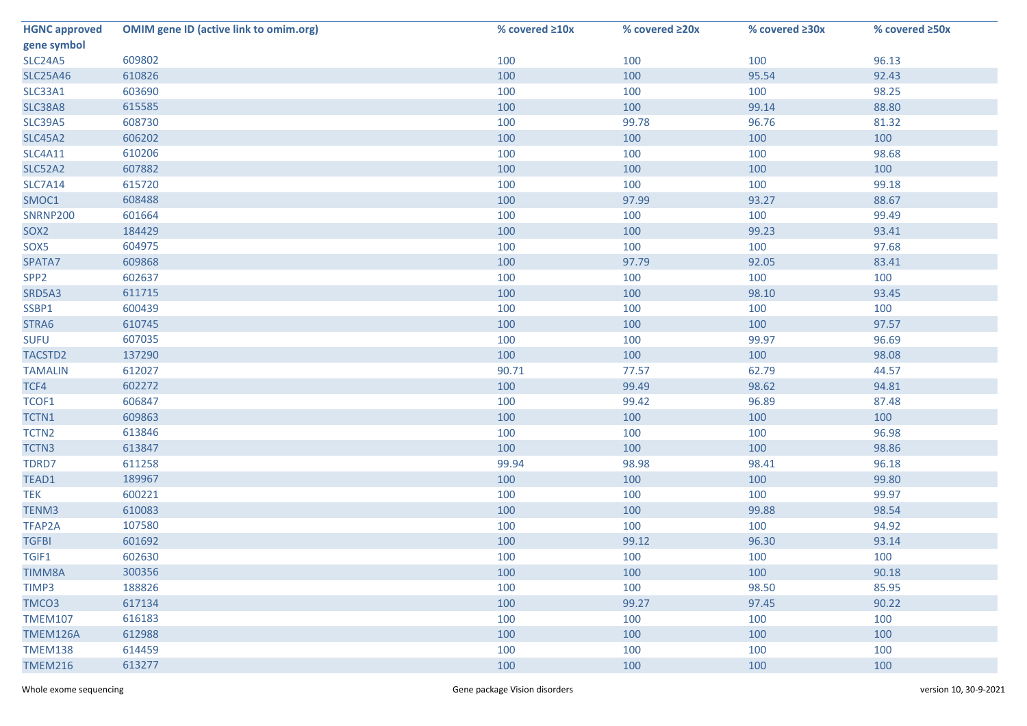| HGNC approved gene symbol | OMIM gene ID (active link to omim.org) | % covered ≥10x | % covered ≥20x | % covered ≥30x | % covered ≥50x |
|---|---|---|---|---|---|
| SLC24A5 | 609802 | 100 | 100 | 100 | 96.13 |
| SLC25A46 | 610826 | 100 | 100 | 95.54 | 92.43 |
| SLC33A1 | 603690 | 100 | 100 | 100 | 98.25 |
| SLC38A8 | 615585 | 100 | 100 | 99.14 | 88.80 |
| SLC39A5 | 608730 | 100 | 99.78 | 96.76 | 81.32 |
| SLC45A2 | 606202 | 100 | 100 | 100 | 100 |
| SLC4A11 | 610206 | 100 | 100 | 100 | 98.68 |
| SLC52A2 | 607882 | 100 | 100 | 100 | 100 |
| SLC7A14 | 615720 | 100 | 100 | 100 | 99.18 |
| SMOC1 | 608488 | 100 | 97.99 | 93.27 | 88.67 |
| SNRNP200 | 601664 | 100 | 100 | 100 | 99.49 |
| SOX2 | 184429 | 100 | 100 | 99.23 | 93.41 |
| SOX5 | 604975 | 100 | 100 | 100 | 97.68 |
| SPATA7 | 609868 | 100 | 97.79 | 92.05 | 83.41 |
| SPP2 | 602637 | 100 | 100 | 100 | 100 |
| SRD5A3 | 611715 | 100 | 100 | 98.10 | 93.45 |
| SSBP1 | 600439 | 100 | 100 | 100 | 100 |
| STRA6 | 610745 | 100 | 100 | 100 | 97.57 |
| SUFU | 607035 | 100 | 100 | 99.97 | 96.69 |
| TACSTD2 | 137290 | 100 | 100 | 100 | 98.08 |
| TAMALIN | 612027 | 90.71 | 77.57 | 62.79 | 44.57 |
| TCF4 | 602272 | 100 | 99.49 | 98.62 | 94.81 |
| TCOF1 | 606847 | 100 | 99.42 | 96.89 | 87.48 |
| TCTN1 | 609863 | 100 | 100 | 100 | 100 |
| TCTN2 | 613846 | 100 | 100 | 100 | 96.98 |
| TCTN3 | 613847 | 100 | 100 | 100 | 98.86 |
| TDRD7 | 611258 | 99.94 | 98.98 | 98.41 | 96.18 |
| TEAD1 | 189967 | 100 | 100 | 100 | 99.80 |
| TEK | 600221 | 100 | 100 | 100 | 99.97 |
| TENM3 | 610083 | 100 | 100 | 99.88 | 98.54 |
| TFAP2A | 107580 | 100 | 100 | 100 | 94.92 |
| TGFBI | 601692 | 100 | 99.12 | 96.30 | 93.14 |
| TGIF1 | 602630 | 100 | 100 | 100 | 100 |
| TIMM8A | 300356 | 100 | 100 | 100 | 90.18 |
| TIMP3 | 188826 | 100 | 100 | 98.50 | 85.95 |
| TMCO3 | 617134 | 100 | 99.27 | 97.45 | 90.22 |
| TMEM107 | 616183 | 100 | 100 | 100 | 100 |
| TMEM126A | 612988 | 100 | 100 | 100 | 100 |
| TMEM138 | 614459 | 100 | 100 | 100 | 100 |
| TMEM216 | 613277 | 100 | 100 | 100 | 100 |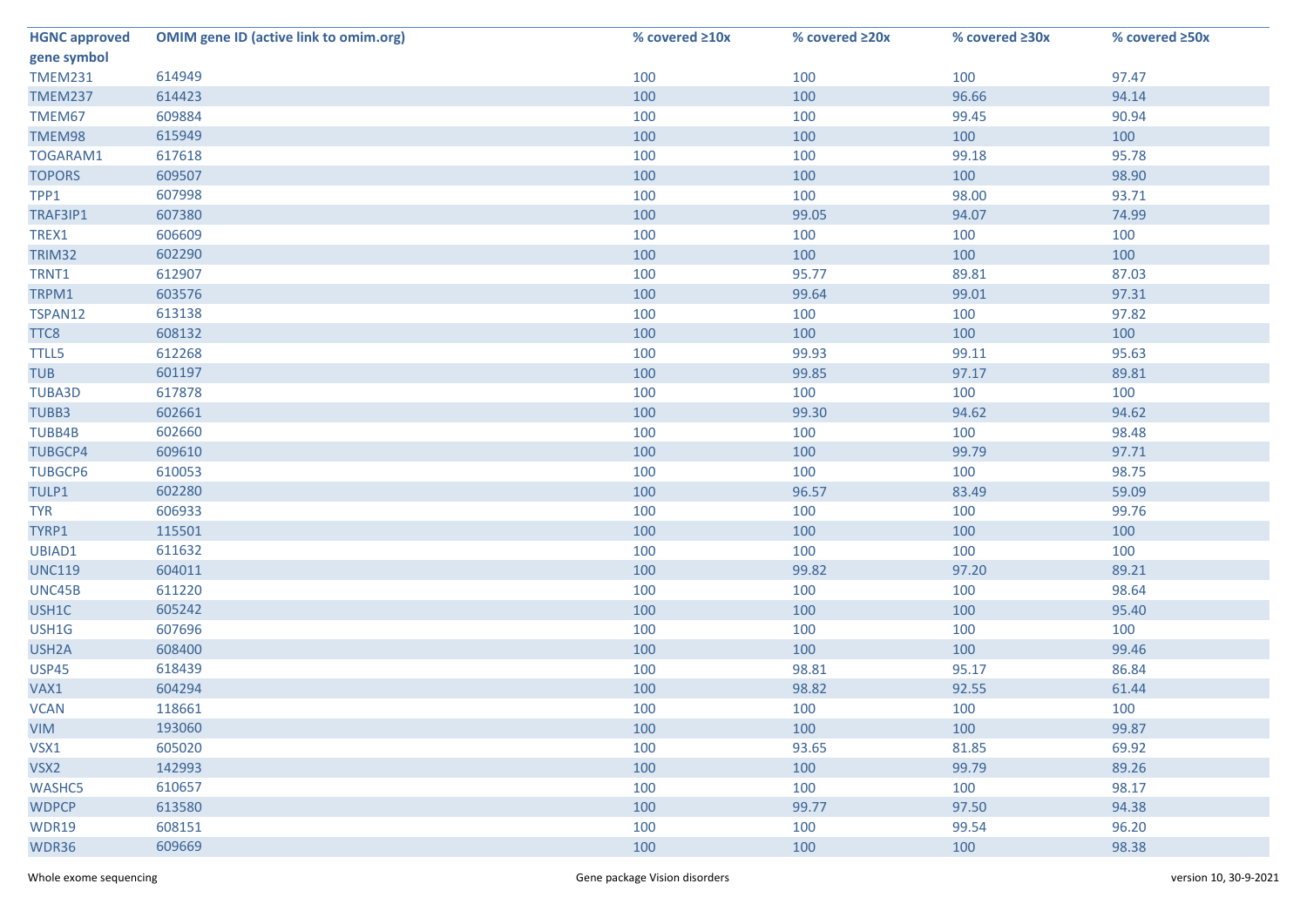| HGNC approved gene symbol | OMIM gene ID (active link to omim.org) | % covered ≥10x | % covered ≥20x | % covered ≥30x | % covered ≥50x |
|---|---|---|---|---|---|
| TMEM231 | 614949 | 100 | 100 | 100 | 97.47 |
| TMEM237 | 614423 | 100 | 100 | 96.66 | 94.14 |
| TMEM67 | 609884 | 100 | 100 | 99.45 | 90.94 |
| TMEM98 | 615949 | 100 | 100 | 100 | 100 |
| TOGARAM1 | 617618 | 100 | 100 | 99.18 | 95.78 |
| TOPORS | 609507 | 100 | 100 | 100 | 98.90 |
| TPP1 | 607998 | 100 | 100 | 98.00 | 93.71 |
| TRAF3IP1 | 607380 | 100 | 99.05 | 94.07 | 74.99 |
| TREX1 | 606609 | 100 | 100 | 100 | 100 |
| TRIM32 | 602290 | 100 | 100 | 100 | 100 |
| TRNT1 | 612907 | 100 | 95.77 | 89.81 | 87.03 |
| TRPM1 | 603576 | 100 | 99.64 | 99.01 | 97.31 |
| TSPAN12 | 613138 | 100 | 100 | 100 | 97.82 |
| TTC8 | 608132 | 100 | 100 | 100 | 100 |
| TTLL5 | 612268 | 100 | 99.93 | 99.11 | 95.63 |
| TUB | 601197 | 100 | 99.85 | 97.17 | 89.81 |
| TUBA3D | 617878 | 100 | 100 | 100 | 100 |
| TUBB3 | 602661 | 100 | 99.30 | 94.62 | 94.62 |
| TUBB4B | 602660 | 100 | 100 | 100 | 98.48 |
| TUBGCP4 | 609610 | 100 | 100 | 99.79 | 97.71 |
| TUBGCP6 | 610053 | 100 | 100 | 100 | 98.75 |
| TULP1 | 602280 | 100 | 96.57 | 83.49 | 59.09 |
| TYR | 606933 | 100 | 100 | 100 | 99.76 |
| TYRP1 | 115501 | 100 | 100 | 100 | 100 |
| UBIAD1 | 611632 | 100 | 100 | 100 | 100 |
| UNC119 | 604011 | 100 | 99.82 | 97.20 | 89.21 |
| UNC45B | 611220 | 100 | 100 | 100 | 98.64 |
| USH1C | 605242 | 100 | 100 | 100 | 95.40 |
| USH1G | 607696 | 100 | 100 | 100 | 100 |
| USH2A | 608400 | 100 | 100 | 100 | 99.46 |
| USP45 | 618439 | 100 | 98.81 | 95.17 | 86.84 |
| VAX1 | 604294 | 100 | 98.82 | 92.55 | 61.44 |
| VCAN | 118661 | 100 | 100 | 100 | 100 |
| VIM | 193060 | 100 | 100 | 100 | 99.87 |
| VSX1 | 605020 | 100 | 93.65 | 81.85 | 69.92 |
| VSX2 | 142993 | 100 | 100 | 99.79 | 89.26 |
| WASHC5 | 610657 | 100 | 100 | 100 | 98.17 |
| WDPCP | 613580 | 100 | 99.77 | 97.50 | 94.38 |
| WDR19 | 608151 | 100 | 100 | 99.54 | 96.20 |
| WDR36 | 609669 | 100 | 100 | 100 | 98.38 |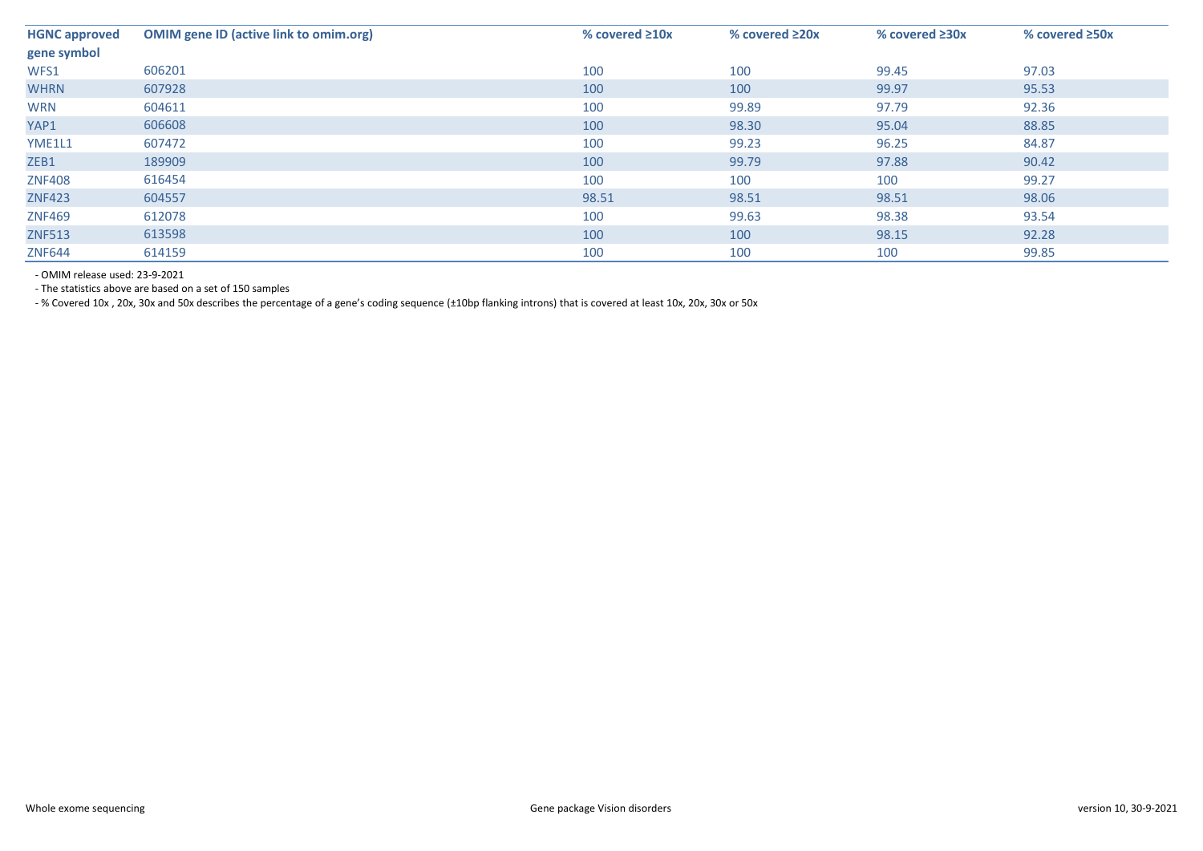| HGNC approved gene symbol | OMIM gene ID (active link to omim.org) | % covered ≥10x | % covered ≥20x | % covered ≥30x | % covered ≥50x |
|---|---|---|---|---|---|
| WFS1 | 606201 | 100 | 100 | 99.45 | 97.03 |
| WHRN | 607928 | 100 | 100 | 99.97 | 95.53 |
| WRN | 604611 | 100 | 99.89 | 97.79 | 92.36 |
| YAP1 | 606608 | 100 | 98.30 | 95.04 | 88.85 |
| YME1L1 | 607472 | 100 | 99.23 | 96.25 | 84.87 |
| ZEB1 | 189909 | 100 | 99.79 | 97.88 | 90.42 |
| ZNF408 | 616454 | 100 | 100 | 100 | 99.27 |
| ZNF423 | 604557 | 98.51 | 98.51 | 98.51 | 98.06 |
| ZNF469 | 612078 | 100 | 99.63 | 98.38 | 93.54 |
| ZNF513 | 613598 | 100 | 100 | 98.15 | 92.28 |
| ZNF644 | 614159 | 100 | 100 | 100 | 99.85 |

- OMIM release used: 23-9-2021
- The statistics above are based on a set of 150 samples
- % Covered 10x , 20x, 30x and 50x describes the percentage of a gene's coding sequence (±10bp flanking introns) that is covered at least 10x, 20x, 30x or 50x